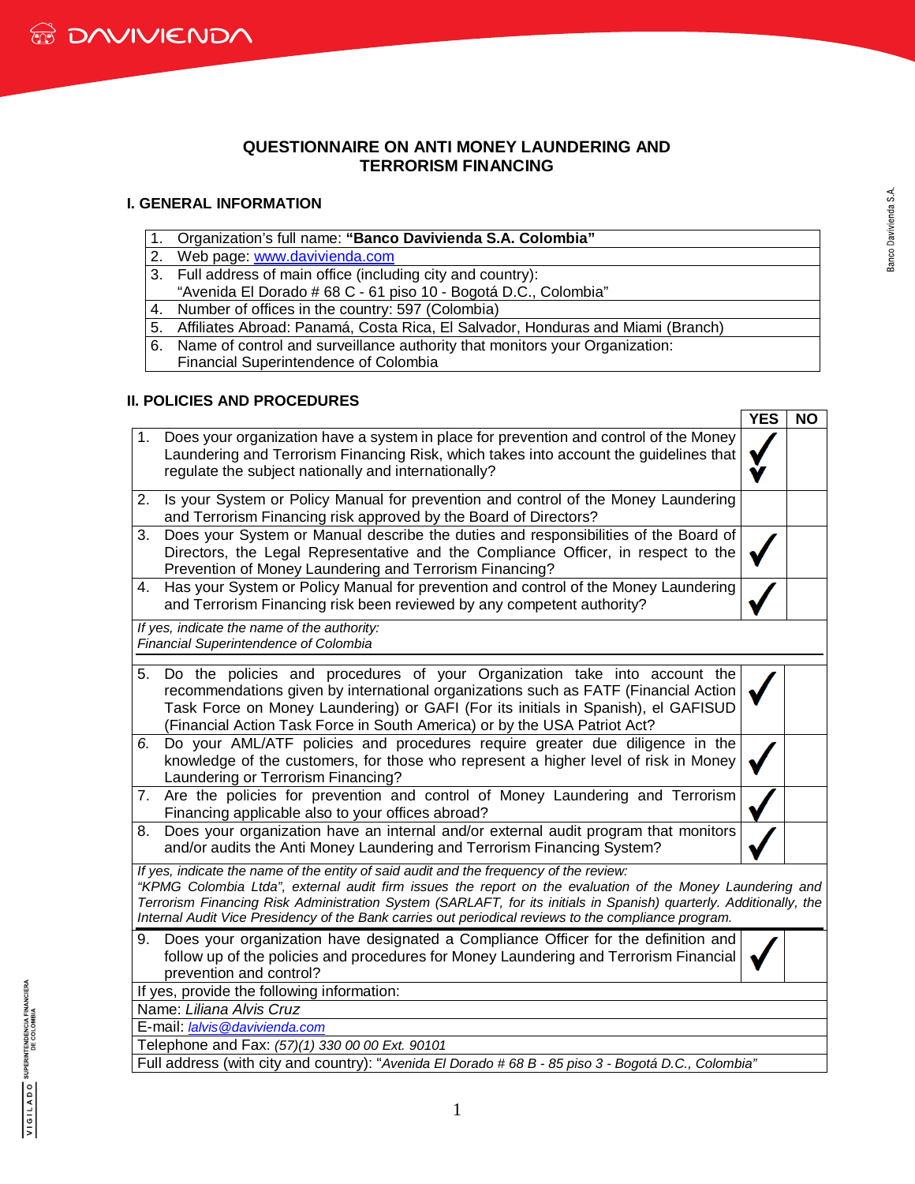# QUESTIONNAIRE ON ANTI MONEY LAUNDERING AND TERRORISM FINANCING

## I. GENERAL INFORMATION

| | |
|---|---|
| 1. | Organization's full name: **"Banco Davivienda S.A. Colombia"** |
| 2. | Web page: www.davivienda.com |
| 3. | Full address of main office (including city and country): "Avenida El Dorado # 68 C - 61 piso 10 - Bogotá D.C., Colombia" |
| 4. | Number of offices in the country: 597 (Colombia) |
| 5. | Affiliates Abroad: Panamá, Costa Rica, El Salvador, Honduras and Miami (Branch) |
| 6. | Name of control and surveillance authority that monitors your Organization: Financial Superintendence of Colombia |

## II. POLICIES AND PROCEDURES

| | | YES | NO |
|---|---|---|---|
| 1. | Does your organization have a system in place for prevention and control of the Money Laundering and Terrorism Financing Risk, which takes into account the guidelines that regulate the subject nationally and internationally? | ✓ | |
| 2. | Is your System or Policy Manual for prevention and control of the Money Laundering and Terrorism Financing risk approved by the Board of Directors? | | |
| 3. | Does your System or Manual describe the duties and responsibilities of the Board of Directors, the Legal Representative and the Compliance Officer, in respect to the Prevention of Money Laundering and Terrorism Financing? | ✓ | |
| 4. | Has your System or Policy Manual for prevention and control of the Money Laundering and Terrorism Financing risk been reviewed by any competent authority? | ✓ | |
| | *If yes, indicate the name of the authority: Financial Superintendence of Colombia* | | |
| 5. | Do the policies and procedures of your Organization take into account the recommendations given by international organizations such as FATF (Financial Action Task Force on Money Laundering) or GAFI (For its initials in Spanish), el GAFISUD (Financial Action Task Force in South America) or by the USA Patriot Act? | ✓ | |
| 6. | Do your AML/ATF policies and procedures require greater due diligence in the knowledge of the customers, for those who represent a higher level of risk in Money Laundering or Terrorism Financing? | ✓ | |
| 7. | Are the policies for prevention and control of Money Laundering and Terrorism Financing applicable also to your offices abroad? | ✓ | |
| 8. | Does your organization have an internal and/or external audit program that monitors and/or audits the Anti Money Laundering and Terrorism Financing System? | ✓ | |
| | *If yes, indicate the name of the entity of said audit and the frequency of the review: "KPMG Colombia Ltda", external audit firm issues the report on the evaluation of the Money Laundering and Terrorism Financing Risk Administration System (SARLAFT, for its initials in Spanish) quarterly. Additionally, the Internal Audit Vice Presidency of the Bank carries out periodical reviews to the compliance program.* | | |
| 9. | Does your organization have designated a Compliance Officer for the definition and follow up of the policies and procedures for Money Laundering and Terrorism Financial prevention and control? | ✓ | |
| | If yes, provide the following information: | | |
| | Name: *Liliana Alvis Cruz* | | |
| | E-mail: *lalvis@davivienda.com* | | |
| | Telephone and Fax: *(57)(1) 330 00 00 Ext. 90101* | | |
| | Full address (with city and country): "*Avenida El Dorado # 68 B - 85 piso 3 - Bogotá D.C., Colombia*" | | |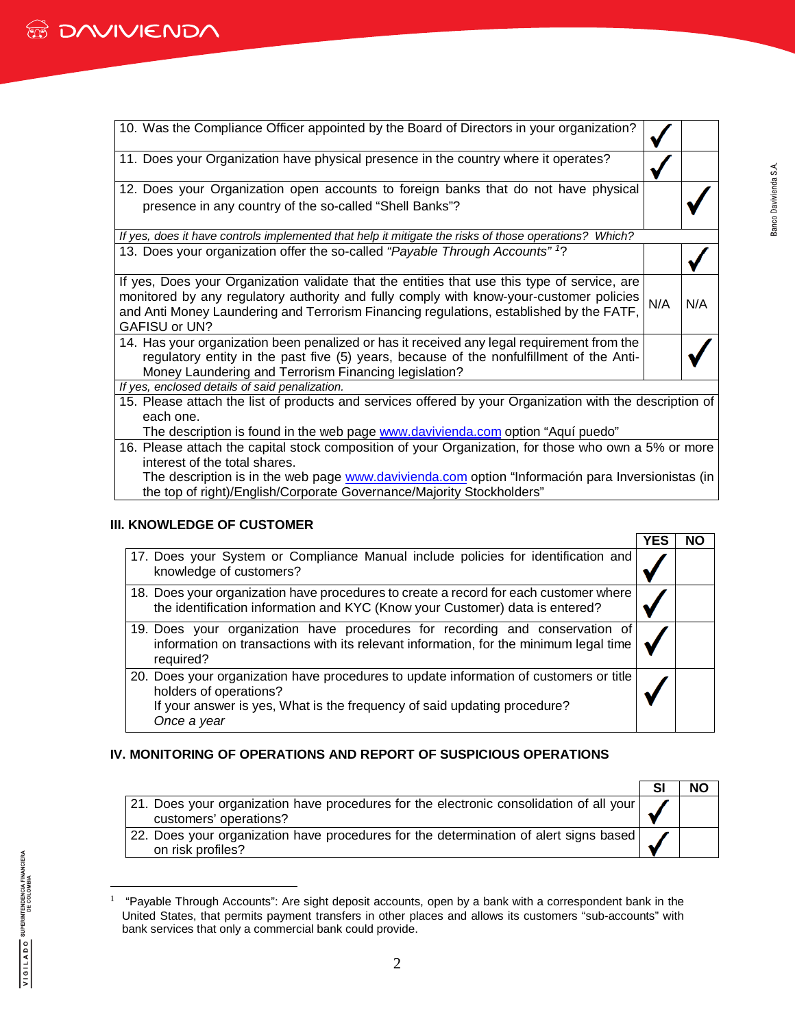| Question | Yes | No |
|---|---|---|
| 10. Was the Compliance Officer appointed by the Board of Directors in your organization? | ✓ | |
| 11. Does your Organization have physical presence in the country where it operates? | ✓ | |
| 12. Does your Organization open accounts to foreign banks that do not have physical presence in any country of the so-called "Shell Banks"? | | ✓ |
| *If yes, does it have controls implemented that help it mitigate the risks of those operations? Which?* | | |
| 13. Does your organization offer the so-called *"Payable Through Accounts"* [1]? | | ✓ |
| If yes, Does your Organization validate that the entities that use this type of service, are monitored by any regulatory authority and fully comply with know-your-customer policies and Anti Money Laundering and Terrorism Financing regulations, established by the FATF, GAFISU or UN? | N/A | N/A |
| 14. Has your organization been penalized or has it received any legal requirement from the regulatory entity in the past five (5) years, because of the nonfulfillment of the Anti-Money Laundering and Terrorism Financing legislation? | | ✓ |
| *If yes, enclosed details of said penalization.* | | |
| 15. Please attach the list of products and services offered by your Organization with the description of each one. The description is found in the web page www.davivienda.com option "Aquí puedo" | | |
| 16. Please attach the capital stock composition of your Organization, for those who own a 5% or more interest of the total shares. The description is in the web page www.davivienda.com option "Información para Inversionistas (in the top of right)/English/Corporate Governance/Majority Stockholders" | | |

### III. KNOWLEDGE OF CUSTOMER

| Question | YES | NO |
|---|---|---|
| 17. Does your System or Compliance Manual include policies for identification and knowledge of customers? | ✓ | |
| 18. Does your organization have procedures to create a record for each customer where the identification information and KYC (Know your Customer) data is entered? | ✓ | |
| 19. Does your organization have procedures for recording and conservation of information on transactions with its relevant information, for the minimum legal time required? | ✓ | |
| 20. Does your organization have procedures to update information of customers or title holders of operations? If your answer is yes, What is the frequency of said updating procedure? *Once a year* | ✓ | |

### IV. MONITORING OF OPERATIONS AND REPORT OF SUSPICIOUS OPERATIONS

| Question | SI | NO |
|---|---|---|
| 21. Does your organization have procedures for the electronic consolidation of all your customers' operations? | ✓ | |
| 22. Does your organization have procedures for the determination of alert signs based on risk profiles? | ✓ | |

[1] "Payable Through Accounts": Are sight deposit accounts, open by a bank with a correspondent bank in the United States, that permits payment transfers in other places and allows its customers "sub-accounts" with bank services that only a commercial bank could provide.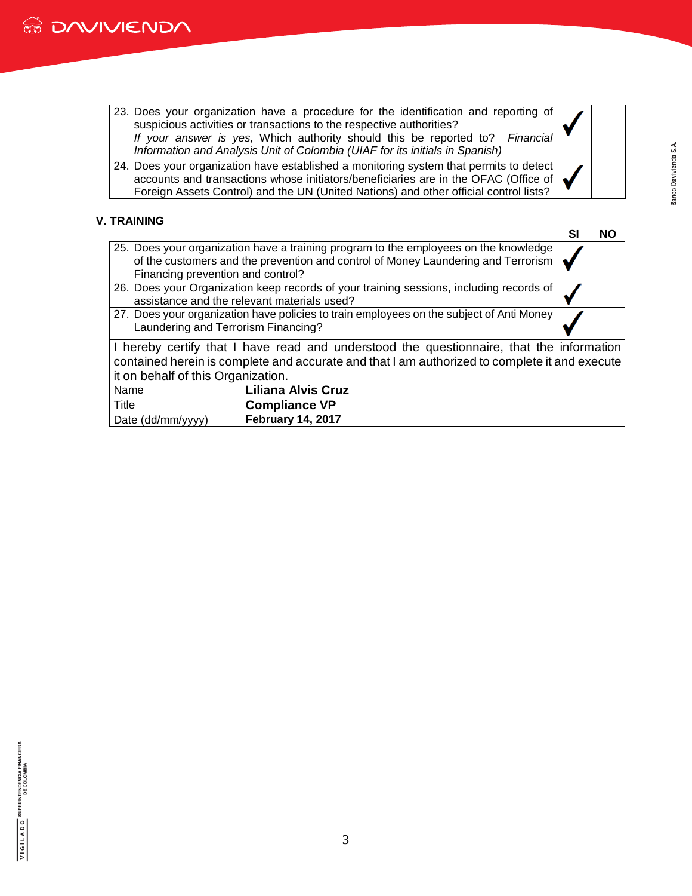| | SI | NO |
|---|---|---|
| 23. Does your organization have a procedure for the identification and reporting of suspicious activities or transactions to the respective authorities? *If your answer is yes,* Which authority should this be reported to? *Financial Information and Analysis Unit of Colombia (UIAF for its initials in Spanish)* | ✓ | |
| 24. Does your organization have established a monitoring system that permits to detect accounts and transactions whose initiators/beneficiaries are in the OFAC (Office of Foreign Assets Control) and the UN (United Nations) and other official control lists? | ✓ | |

### V. TRAINING

| | SI | NO |
|---|---|---|
| 25. Does your organization have a training program to the employees on the knowledge of the customers and the prevention and control of Money Laundering and Terrorism Financing prevention and control? | ✓ | |
| 26. Does your Organization keep records of your training sessions, including records of assistance and the relevant materials used? | ✓ | |
| 27. Does your organization have policies to train employees on the subject of Anti Money Laundering and Terrorism Financing? | ✓ | |

I hereby certify that I have read and understood the questionnaire, that the information contained herein is complete and accurate and that I am authorized to complete it and execute it on behalf of this Organization.

| | |
|---|---|
| Name | **Liliana Alvis Cruz** |
| Title | **Compliance VP** |
| Date (dd/mm/yyyy) | **February 14, 2017** |